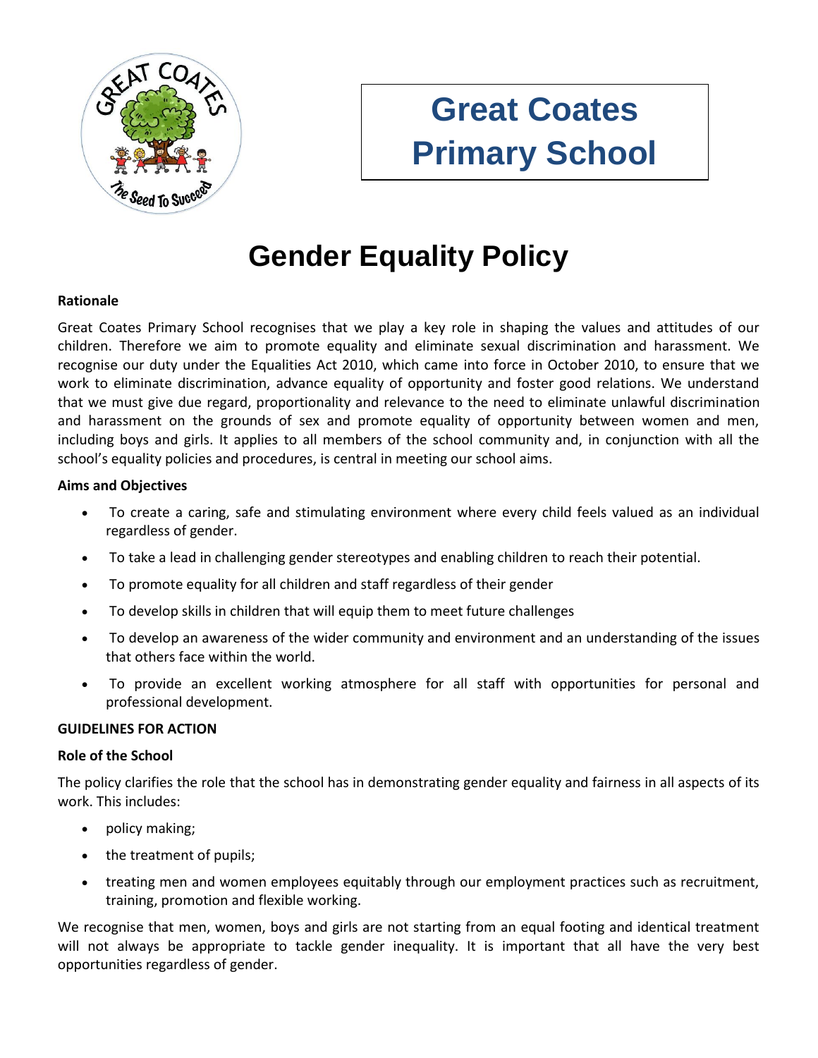# Great Coates Primary School

## Gender Equality Policy

**Rationale**

Great Coates Primary School recognises that we play a key role in shaping the values and attitudes of our children. Therefore we aim to promote equality and eliminate sexual discrimination and harassment. We recognise our duty under the Equalities Act 2010, which came into force in October 2010, to ensure that we work to eliminate discrimination, advance equality of opportunity and foster good relations. We understand that we must give due regard, proportionality and relevance to the need to eliminate unlawful discrimination and harassment on the grounds of sex and promote equality of opportunity between women and men, including boys and girls. It applies to all members of the school community and, in conjunction with all the school's equality policies and procedures, is central in meeting our school aims.

**Aims and Objectives**

- To create a caring, safe and stimulating environment where every child feels valued as an individual regardless of gender.
- To take a lead in challenging gender stereotypes and enabling children to reach their potential.
- To promote equality for all children and staff regardless of their gender
- To develop skills in children that will equip them to meet future challenges
- To develop an awareness of the wider community and environment and an understanding of the issues that others face within the world.
- To provide an excellent working atmosphere for all staff with opportunities for personal and professional development.

**GUIDELINES FOR ACTION**

**Role of the School**

The policy clarifies the role that the school has in demonstrating gender equality and fairness in all aspects of its work. This includes:

- policy making;
- the treatment of pupils;
- treating men and women employees equitably through our employment practices such as recruitment, training, promotion and flexible working.

We recognise that men, women, boys and girls are not starting from an equal footing and identical treatment will not always be appropriate to tackle gender inequality. It is important that all have the very best opportunities regardless of gender.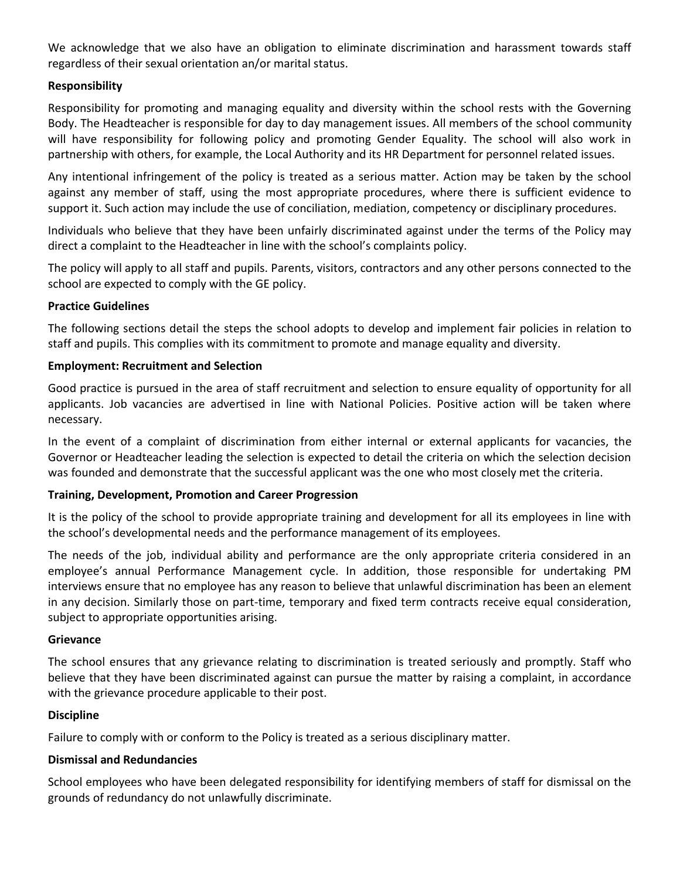We acknowledge that we also have an obligation to eliminate discrimination and harassment towards staff regardless of their sexual orientation an/or marital status.

**Responsibility**

Responsibility for promoting and managing equality and diversity within the school rests with the Governing Body. The Headteacher is responsible for day to day management issues. All members of the school community will have responsibility for following policy and promoting Gender Equality. The school will also work in partnership with others, for example, the Local Authority and its HR Department for personnel related issues.

Any intentional infringement of the policy is treated as a serious matter. Action may be taken by the school against any member of staff, using the most appropriate procedures, where there is sufficient evidence to support it. Such action may include the use of conciliation, mediation, competency or disciplinary procedures.

Individuals who believe that they have been unfairly discriminated against under the terms of the Policy may direct a complaint to the Headteacher in line with the school's complaints policy.

The policy will apply to all staff and pupils. Parents, visitors, contractors and any other persons connected to the school are expected to comply with the GE policy.

**Practice Guidelines**

The following sections detail the steps the school adopts to develop and implement fair policies in relation to staff and pupils. This complies with its commitment to promote and manage equality and diversity.

**Employment: Recruitment and Selection**

Good practice is pursued in the area of staff recruitment and selection to ensure equality of opportunity for all applicants. Job vacancies are advertised in line with National Policies. Positive action will be taken where necessary.

In the event of a complaint of discrimination from either internal or external applicants for vacancies, the Governor or Headteacher leading the selection is expected to detail the criteria on which the selection decision was founded and demonstrate that the successful applicant was the one who most closely met the criteria.

**Training, Development, Promotion and Career Progression**

It is the policy of the school to provide appropriate training and development for all its employees in line with the school's developmental needs and the performance management of its employees.

The needs of the job, individual ability and performance are the only appropriate criteria considered in an employee's annual Performance Management cycle. In addition, those responsible for undertaking PM interviews ensure that no employee has any reason to believe that unlawful discrimination has been an element in any decision. Similarly those on part-time, temporary and fixed term contracts receive equal consideration, subject to appropriate opportunities arising.

**Grievance**

The school ensures that any grievance relating to discrimination is treated seriously and promptly. Staff who believe that they have been discriminated against can pursue the matter by raising a complaint, in accordance with the grievance procedure applicable to their post.

**Discipline**

Failure to comply with or conform to the Policy is treated as a serious disciplinary matter.

**Dismissal and Redundancies**

School employees who have been delegated responsibility for identifying members of staff for dismissal on the grounds of redundancy do not unlawfully discriminate.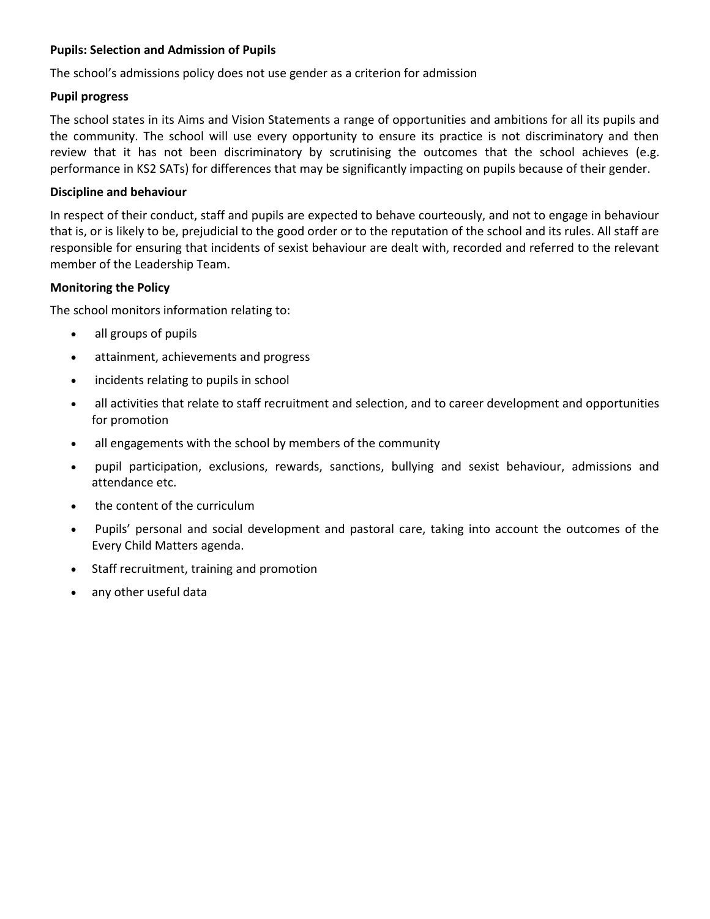**Pupils: Selection and Admission of Pupils**

The school's admissions policy does not use gender as a criterion for admission

**Pupil progress**

The school states in its Aims and Vision Statements a range of opportunities and ambitions for all its pupils and the community. The school will use every opportunity to ensure its practice is not discriminatory and then review that it has not been discriminatory by scrutinising the outcomes that the school achieves (e.g. performance in KS2 SATs) for differences that may be significantly impacting on pupils because of their gender.

**Discipline and behaviour**

In respect of their conduct, staff and pupils are expected to behave courteously, and not to engage in behaviour that is, or is likely to be, prejudicial to the good order or to the reputation of the school and its rules. All staff are responsible for ensuring that incidents of sexist behaviour are dealt with, recorded and referred to the relevant member of the Leadership Team.

**Monitoring the Policy**

The school monitors information relating to:

- all groups of pupils
- attainment, achievements and progress
- incidents relating to pupils in school
- all activities that relate to staff recruitment and selection, and to career development and opportunities for promotion
- all engagements with the school by members of the community
- pupil participation, exclusions, rewards, sanctions, bullying and sexist behaviour, admissions and attendance etc.
- the content of the curriculum
- Pupils' personal and social development and pastoral care, taking into account the outcomes of the Every Child Matters agenda.
- Staff recruitment, training and promotion
- any other useful data